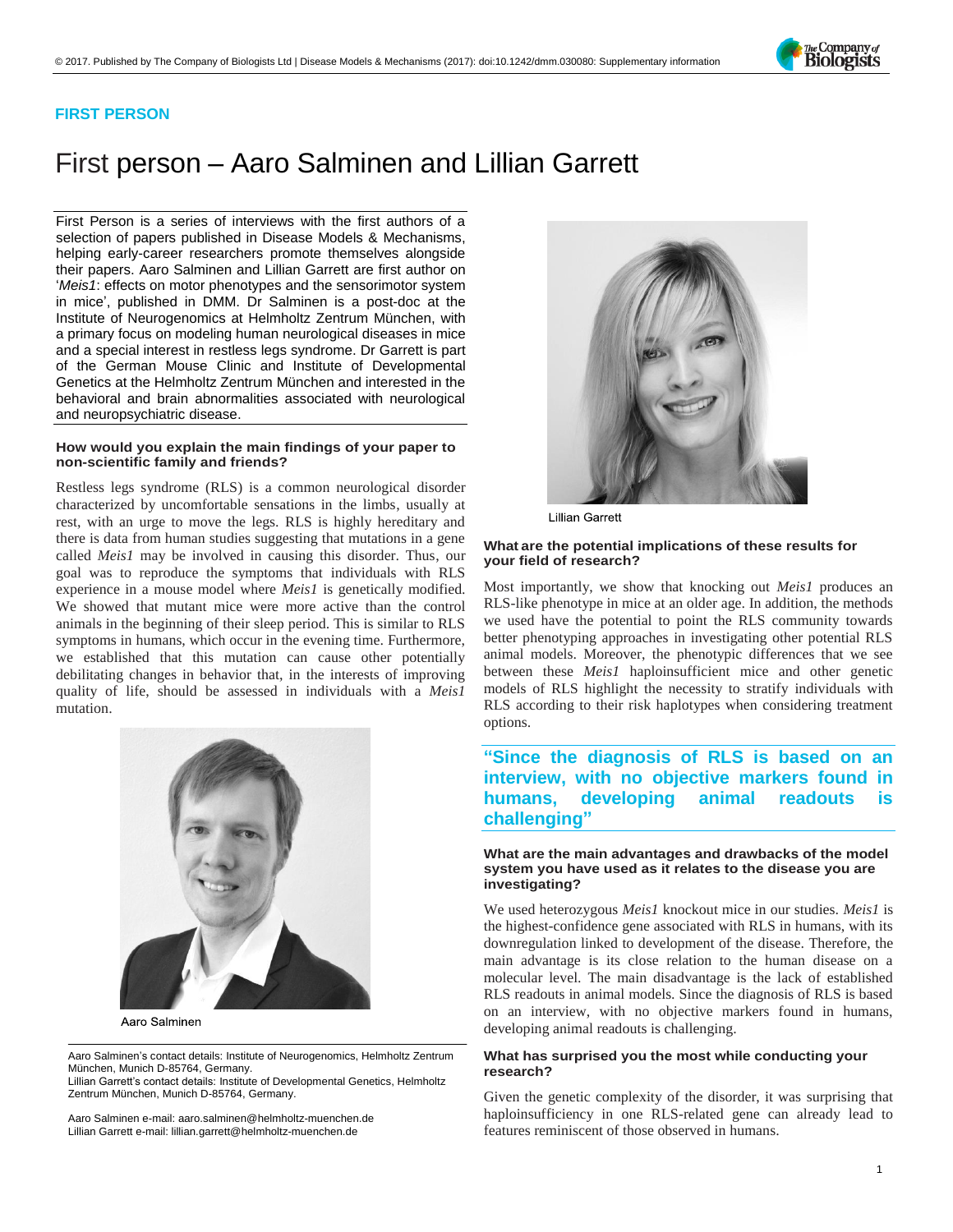**FIRST PERSON**

# First person – Aaro Salminen and Lillian Garrett

First Person is a series of interviews with the first authors of a selection of papers published in Disease Models & Mechanisms, helping early-career researchers promote themselves alongside their papers. Aaro Salminen and Lillian Garrett are first author on '*Meis1*: effects on motor phenotypes and the sensorimotor system in mice', published in DMM. Dr Salminen is a post-doc at the Institute of Neurogenomics at Helmholtz Zentrum München, with a primary focus on modeling human neurological diseases in mice and a special interest in restless legs syndrome. Dr Garrett is part of the German Mouse Clinic and Institute of Developmental Genetics at the Helmholtz Zentrum München and interested in the behavioral and brain abnormalities associated with neurological and neuropsychiatric disease.

### How would you explain the main findings of your paper to non-scientific family and friends?

Restless legs syndrome (RLS) is a common neurological disorder characterized by uncomfortable sensations in the limbs, usually at rest, with an urge to move the legs. RLS is highly hereditary and there is data from human studies suggesting that mutations in a gene called *Meis1* may be involved in causing this disorder. Thus, our goal was to reproduce the symptoms that individuals with RLS experience in a mouse model where *Meis1* is genetically modified. We showed that mutant mice were more active than the control animals in the beginning of their sleep period. This is similar to RLS symptoms in humans, which occur in the evening time. Furthermore, we established that this mutation can cause other potentially debilitating changes in behavior that, in the interests of improving quality of life, should be assessed in individuals with a *Meis1* mutation.

Aaro Salminen

Lillian Garrett

Aaro Salminen's contact details: Institute of Neurogenomics, Helmholtz Zentrum München, Munich D-85764, Germany.
Lillian Garrett's contact details: Institute of Developmental Genetics, Helmholtz Zentrum München, Munich D-85764, Germany.

Aaro Salminen e-mail: aaro.salminen@helmholtz-muenchen.de
Lillian Garrett e-mail: lillian.garrett@helmholtz-muenchen.de

### What are the potential implications of these results for your field of research?

Most importantly, we show that knocking out *Meis1* produces an RLS-like phenotype in mice at an older age. In addition, the methods we used have the potential to point the RLS community towards better phenotyping approaches in investigating other potential RLS animal models. Moreover, the phenotypic differences that we see between these *Meis1* haploinsufficient mice and other genetic models of RLS highlight the necessity to stratify individuals with RLS according to their risk haplotypes when considering treatment options.

**"Since the diagnosis of RLS is based on an interview, with no objective markers found in humans, developing animal readouts is challenging"**

### What are the main advantages and drawbacks of the model system you have used as it relates to the disease you are investigating?

We used heterozygous *Meis1* knockout mice in our studies. *Meis1* is the highest-confidence gene associated with RLS in humans, with its downregulation linked to development of the disease. Therefore, the main advantage is its close relation to the human disease on a molecular level. The main disadvantage is the lack of established RLS readouts in animal models. Since the diagnosis of RLS is based on an interview, with no objective markers found in humans, developing animal readouts is challenging.

### What has surprised you the most while conducting your research?

Given the genetic complexity of the disorder, it was surprising that haploinsufficiency in one RLS-related gene can already lead to features reminiscent of those observed in humans.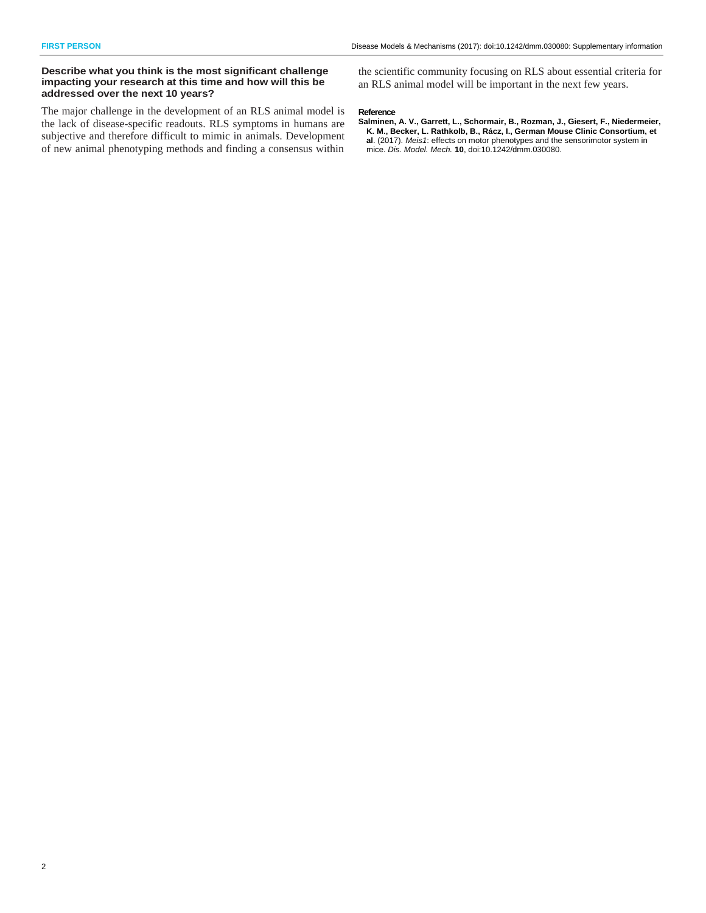**Describe what you think is the most significant challenge impacting your research at this time and how will this be addressed over the next 10 years?**

The major challenge in the development of an RLS animal model is the lack of disease-specific readouts. RLS symptoms in humans are subjective and therefore difficult to mimic in animals. Development of new animal phenotyping methods and finding a consensus within the scientific community focusing on RLS about essential criteria for an RLS animal model will be important in the next few years.

**Reference**

**Salminen, A. V., Garrett, L., Schormair, B., Rozman, J., Giesert, F., Niedermeier, K. M., Becker, L. Rathkolb, B., Rácz, I., German Mouse Clinic Consortium, et al**. (2017). *Meis1*: effects on motor phenotypes and the sensorimotor system in mice. *Dis. Model. Mech.* **10**, doi:10.1242/dmm.030080.